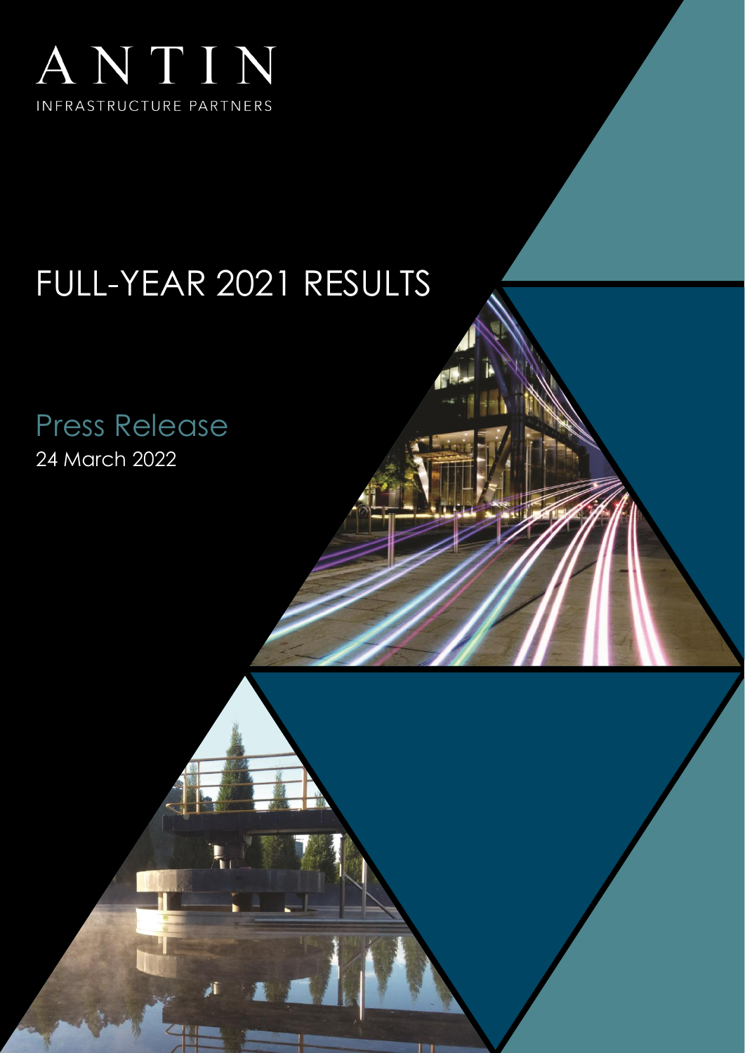# ANTIN

INFRASTRUCTURE PARTNERS

# FULL-YEAR 2021 RESULTS

## Press Release

24 March 2022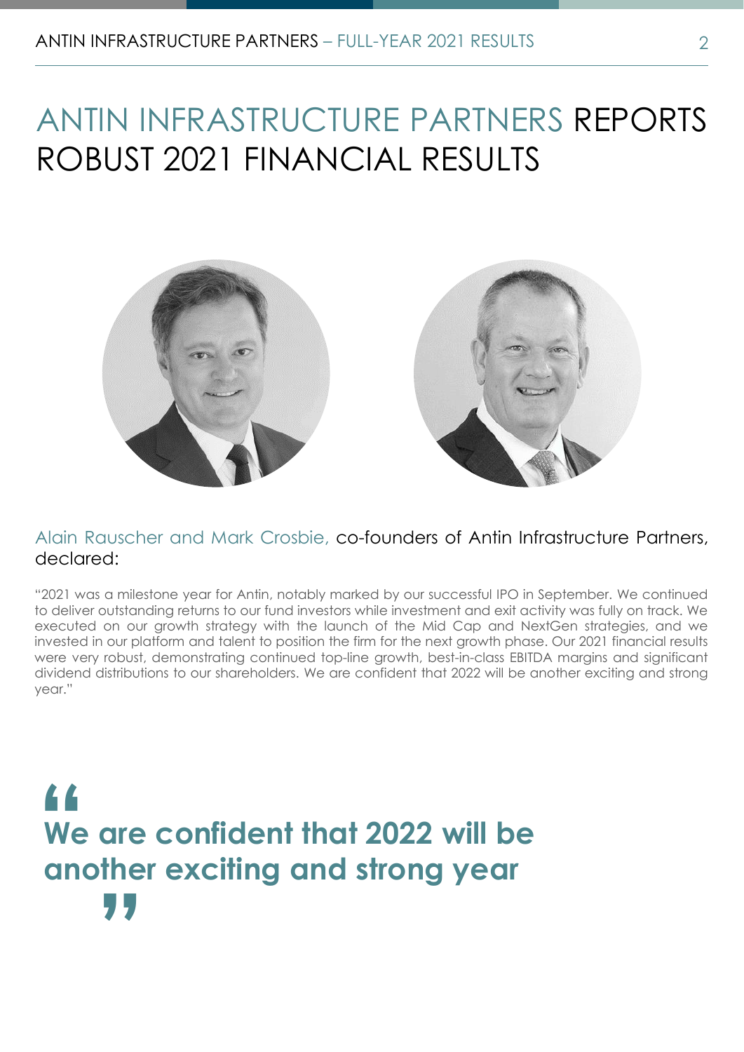# ANTIN INFRASTRUCTURE PARTNERS REPORTS ROBUST 2021 FINANCIAL RESULTS

Alain Rauscher and Mark Crosbie, co-founders of Antin Infrastructure Partners, declared:

"2021 was a milestone year for Antin, notably marked by our successful IPO in September. We continued to deliver outstanding returns to our fund investors while investment and exit activity was fully on track. We executed on our growth strategy with the launch of the Mid Cap and NextGen strategies, and we invested in our platform and talent to position the firm for the next growth phase. Our 2021 financial results were very robust, demonstrating continued top-line growth, best-in-class EBITDA margins and significant dividend distributions to our shareholders. We are confident that 2022 will be another exciting and strong year."

> **"We are confident that 2022 will be another exciting and strong year"**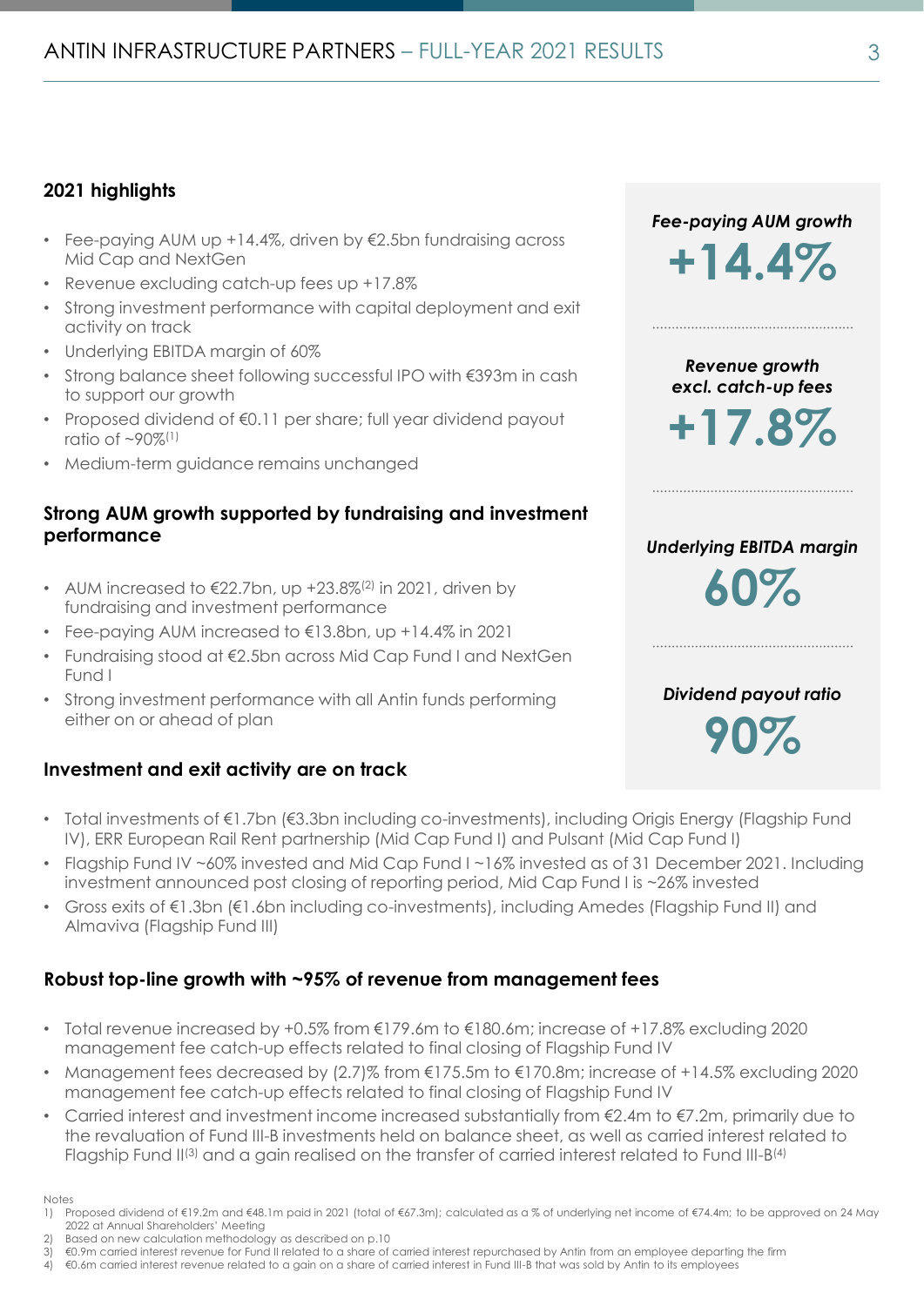## 2021 highlights

- Fee-paying AUM up +14.4%, driven by €2.5bn fundraising across Mid Cap and NextGen
- Revenue excluding catch-up fees up +17.8%
- Strong investment performance with capital deployment and exit activity on track
- Underlying EBITDA margin of 60%
- Strong balance sheet following successful IPO with €393m in cash to support our growth
- Proposed dividend of €0.11 per share; full year dividend payout ratio of ~90%[1]
- Medium-term guidance remains unchanged

***Fee-paying AUM growth***

**+14.4%**

***Revenue growth excl. catch-up fees***

**+17.8%**

***Underlying EBITDA margin***

**60%**

***Dividend payout ratio***

**90%**

### Strong AUM growth supported by fundraising and investment performance

- AUM increased to €22.7bn, up +23.8%[2] in 2021, driven by fundraising and investment performance
- Fee-paying AUM increased to €13.8bn, up +14.4% in 2021
- Fundraising stood at €2.5bn across Mid Cap Fund I and NextGen Fund I
- Strong investment performance with all Antin funds performing either on or ahead of plan

### Investment and exit activity are on track

- Total investments of €1.7bn (€3.3bn including co-investments), including Origis Energy (Flagship Fund IV), ERR European Rail Rent partnership (Mid Cap Fund I) and Pulsant (Mid Cap Fund I)
- Flagship Fund IV ~60% invested and Mid Cap Fund I ~16% invested as of 31 December 2021. Including investment announced post closing of reporting period, Mid Cap Fund I is ~26% invested
- Gross exits of €1.3bn (€1.6bn including co-investments), including Amedes (Flagship Fund II) and Almaviva (Flagship Fund III)

### Robust top-line growth with ~95% of revenue from management fees

- Total revenue increased by +0.5% from €179.6m to €180.6m; increase of +17.8% excluding 2020 management fee catch-up effects related to final closing of Flagship Fund IV
- Management fees decreased by (2.7)% from €175.5m to €170.8m; increase of +14.5% excluding 2020 management fee catch-up effects related to final closing of Flagship Fund IV
- Carried interest and investment income increased substantially from €2.4m to €7.2m, primarily due to the revaluation of Fund III-B investments held on balance sheet, as well as carried interest related to Flagship Fund II[3] and a gain realised on the transfer of carried interest related to Fund III-B[4]

Notes

1) Proposed dividend of €19.2m and €48.1m paid in 2021 (total of €67.3m); calculated as a % of underlying net income of €74.4m; to be approved on 24 May 2022 at Annual Shareholders' Meeting
2) Based on new calculation methodology as described on p.10
3) €0.9m carried interest revenue for Fund II related to a share of carried interest repurchased by Antin from an employee departing the firm
4) €0.6m carried interest revenue related to a gain on a share of carried interest in Fund III-B that was sold by Antin to its employees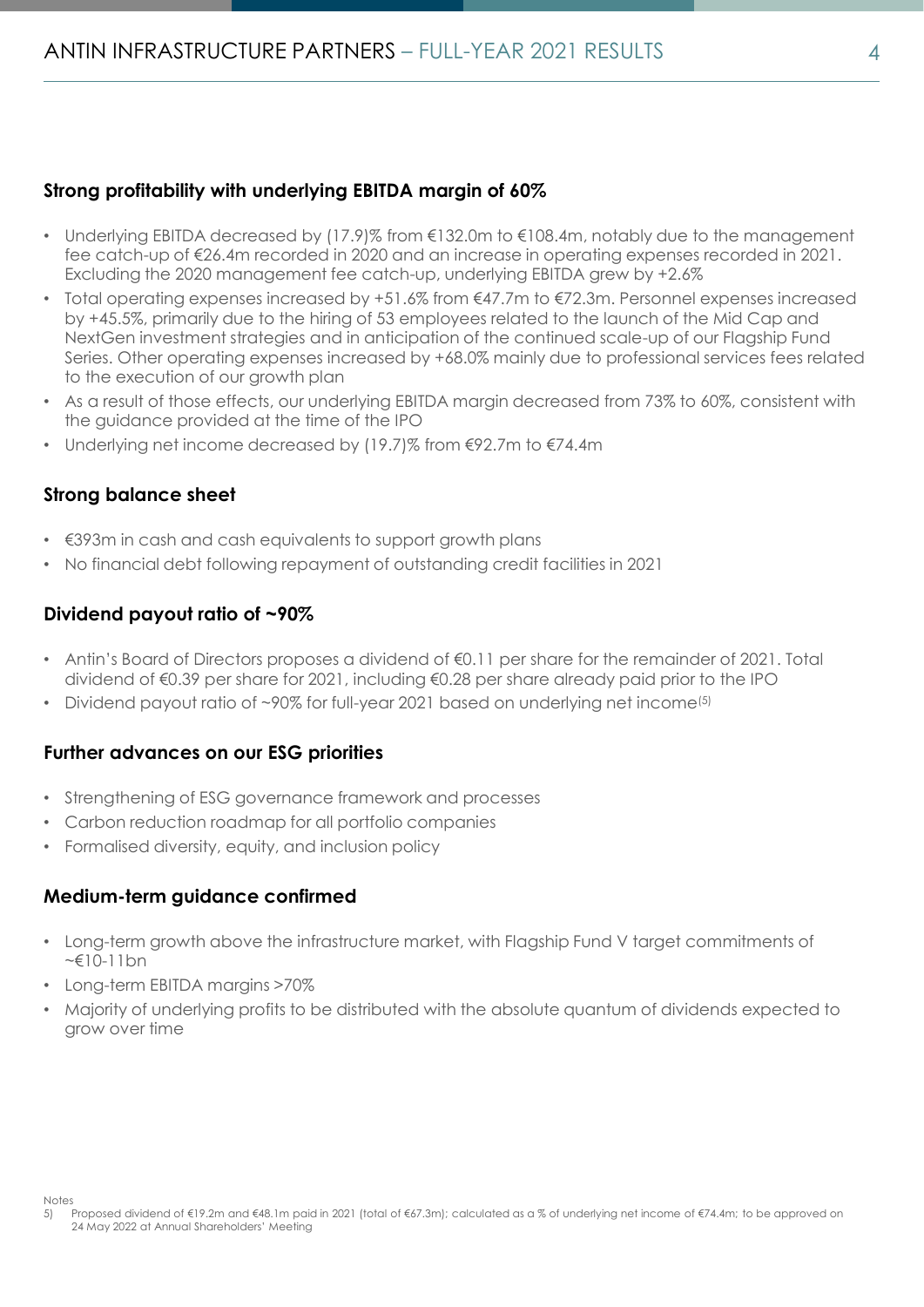### Strong profitability with underlying EBITDA margin of 60%

- Underlying EBITDA decreased by (17.9)% from €132.0m to €108.4m, notably due to the management fee catch-up of €26.4m recorded in 2020 and an increase in operating expenses recorded in 2021. Excluding the 2020 management fee catch-up, underlying EBITDA grew by +2.6%
- Total operating expenses increased by +51.6% from €47.7m to €72.3m. Personnel expenses increased by +45.5%, primarily due to the hiring of 53 employees related to the launch of the Mid Cap and NextGen investment strategies and in anticipation of the continued scale-up of our Flagship Fund Series. Other operating expenses increased by +68.0% mainly due to professional services fees related to the execution of our growth plan
- As a result of those effects, our underlying EBITDA margin decreased from 73% to 60%, consistent with the guidance provided at the time of the IPO
- Underlying net income decreased by (19.7)% from €92.7m to €74.4m

### Strong balance sheet

- €393m in cash and cash equivalents to support growth plans
- No financial debt following repayment of outstanding credit facilities in 2021

### Dividend payout ratio of ~90%

- Antin's Board of Directors proposes a dividend of €0.11 per share for the remainder of 2021. Total dividend of €0.39 per share for 2021, including €0.28 per share already paid prior to the IPO
- Dividend payout ratio of ~90% for full-year 2021 based on underlying net income[5]

### Further advances on our ESG priorities

- Strengthening of ESG governance framework and processes
- Carbon reduction roadmap for all portfolio companies
- Formalised diversity, equity, and inclusion policy

### Medium-term guidance confirmed

- Long-term growth above the infrastructure market, with Flagship Fund V target commitments of ~€10-11bn
- Long-term EBITDA margins >70%
- Majority of underlying profits to be distributed with the absolute quantum of dividends expected to grow over time

Notes

5) Proposed dividend of €19.2m and €48.1m paid in 2021 (total of €67.3m); calculated as a % of underlying net income of €74.4m; to be approved on 24 May 2022 at Annual Shareholders' Meeting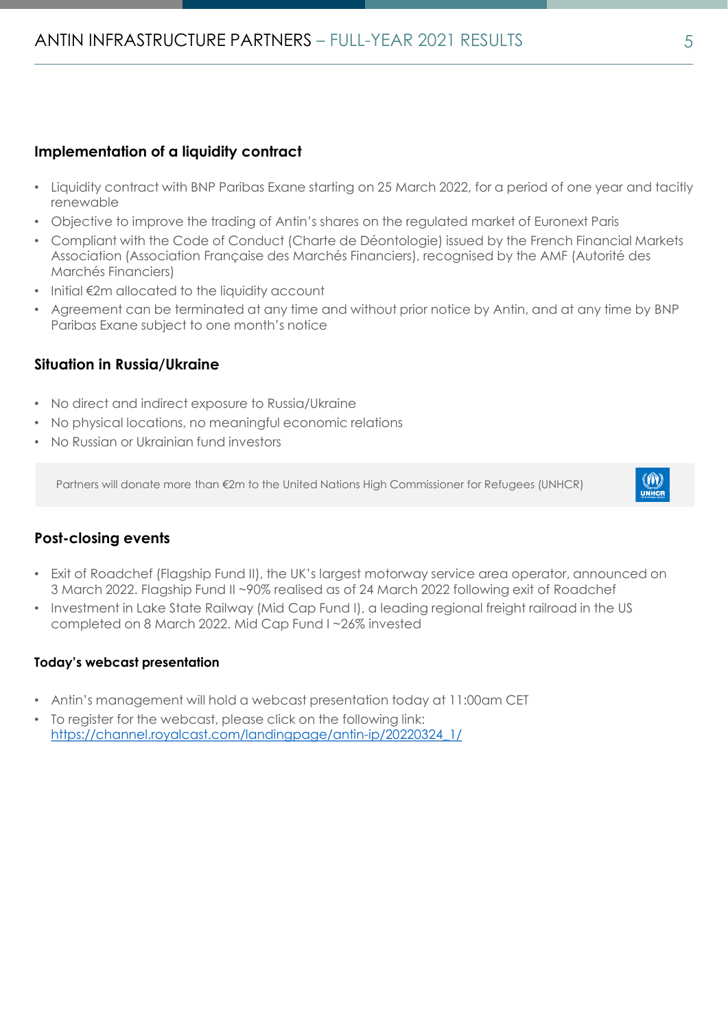## Implementation of a liquidity contract

- Liquidity contract with BNP Paribas Exane starting on 25 March 2022, for a period of one year and tacitly renewable
- Objective to improve the trading of Antin's shares on the regulated market of Euronext Paris
- Compliant with the Code of Conduct (Charte de Déontologie) issued by the French Financial Markets Association (Association Française des Marchés Financiers), recognised by the AMF (Autorité des Marchés Financiers)
- Initial €2m allocated to the liquidity account
- Agreement can be terminated at any time and without prior notice by Antin, and at any time by BNP Paribas Exane subject to one month's notice

## Situation in Russia/Ukraine

- No direct and indirect exposure to Russia/Ukraine
- No physical locations, no meaningful economic relations
- No Russian or Ukrainian fund investors

Partners will donate more than €2m to the United Nations High Commissioner for Refugees (UNHCR)

## Post-closing events

- Exit of Roadchef (Flagship Fund II), the UK's largest motorway service area operator, announced on 3 March 2022. Flagship Fund II ~90% realised as of 24 March 2022 following exit of Roadchef
- Investment in Lake State Railway (Mid Cap Fund I), a leading regional freight railroad in the US completed on 8 March 2022. Mid Cap Fund I ~26% invested

### Today's webcast presentation

- Antin's management will hold a webcast presentation today at 11:00am CET
- To register for the webcast, please click on the following link: [https://channel.royalcast.com/landingpage/antin-ip/20220324_1/](https://channel.royalcast.com/landingpage/antin-ip/20220324_1/)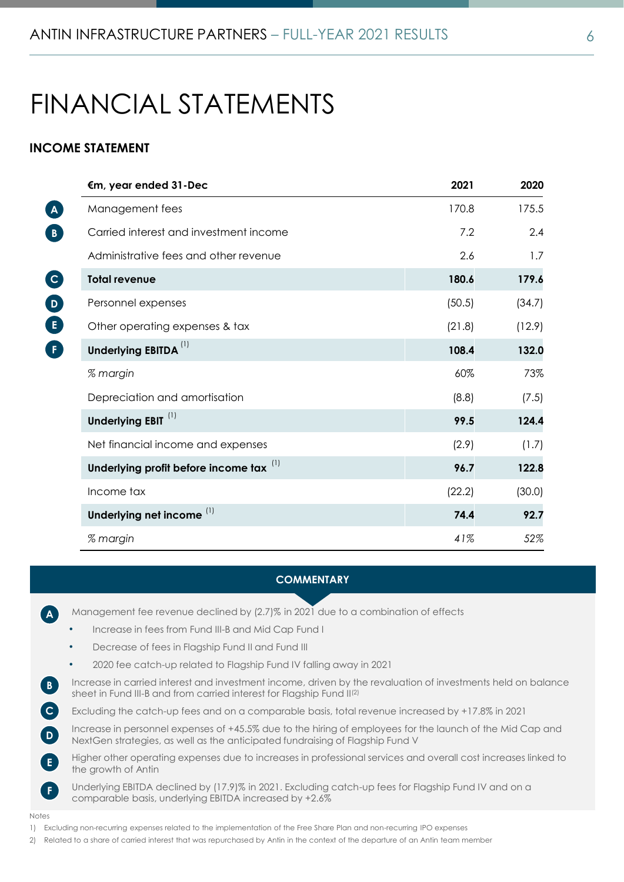# FINANCIAL STATEMENTS

### INCOME STATEMENT

| | €m, year ended 31-Dec | 2021 | 2020 |
|---|---|---|---|
| A | Management fees | 170.8 | 175.5 |
| B | Carried interest and investment income | 7.2 | 2.4 |
| | Administrative fees and other revenue | 2.6 | 1.7 |
| C | **Total revenue** | **180.6** | **179.6** |
| D | Personnel expenses | (50.5) | (34.7) |
| E | Other operating expenses & tax | (21.8) | (12.9) |
| F | **Underlying EBITDA** [(1)] | **108.4** | **132.0** |
| | *% margin* | 60% | 73% |
| | Depreciation and amortisation | (8.8) | (7.5) |
| | **Underlying EBIT** [(1)] | **99.5** | **124.4** |
| | Net financial income and expenses | (2.9) | (1.7) |
| | **Underlying profit before income tax** [(1)] | **96.7** | **122.8** |
| | Income tax | (22.2) | (30.0) |
| | **Underlying net income** [(1)] | **74.4** | **92.7** |
| | *% margin* | *41%* | *52%* |

#### COMMENTARY

**A** Management fee revenue declined by (2.7)% in 2021 due to a combination of effects

- Increase in fees from Fund III-B and Mid Cap Fund I
- Decrease of fees in Flagship Fund II and Fund III
- 2020 fee catch-up related to Flagship Fund IV falling away in 2021

**B** Increase in carried interest and investment income, driven by the revaluation of investments held on balance sheet in Fund III-B and from carried interest for Flagship Fund II[(2)]

**C** Excluding the catch-up fees and on a comparable basis, total revenue increased by +17.8% in 2021

**D** Increase in personnel expenses of +45.5% due to the hiring of employees for the launch of the Mid Cap and NextGen strategies, as well as the anticipated fundraising of Flagship Fund V

**E** Higher other operating expenses due to increases in professional services and overall cost increases linked to the growth of Antin

**F** Underlying EBITDA declined by (17.9)% in 2021. Excluding catch-up fees for Flagship Fund IV and on a comparable basis, underlying EBITDA increased by +2.6%

Notes

1) Excluding non-recurring expenses related to the implementation of the Free Share Plan and non-recurring IPO expenses
2) Related to a share of carried interest that was repurchased by Antin in the context of the departure of an Antin team member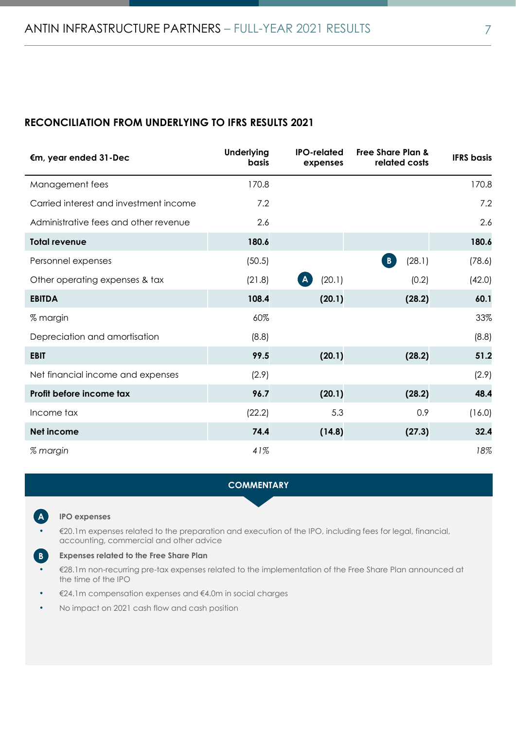## RECONCILIATION FROM UNDERLYING TO IFRS RESULTS 2021

| €m, year ended 31-Dec | Underlying basis | IPO-related expenses | Free Share Plan & related costs | IFRS basis |
|---|---|---|---|---|
| Management fees | 170.8 | | | 170.8 |
| Carried interest and investment income | 7.2 | | | 7.2 |
| Administrative fees and other revenue | 2.6 | | | 2.6 |
| **Total revenue** | **180.6** | | | **180.6** |
| Personnel expenses | (50.5) | | B (28.1) | (78.6) |
| Other operating expenses & tax | (21.8) | A (20.1) | (0.2) | (42.0) |
| **EBITDA** | **108.4** | **(20.1)** | **(28.2)** | **60.1** |
| % margin | 60% | | | 33% |
| Depreciation and amortisation | (8.8) | | | (8.8) |
| **EBIT** | **99.5** | **(20.1)** | **(28.2)** | **51.2** |
| Net financial income and expenses | (2.9) | | | (2.9) |
| **Profit before income tax** | **96.7** | **(20.1)** | **(28.2)** | **48.4** |
| Income tax | (22.2) | 5.3 | 0.9 | (16.0) |
| **Net income** | **74.4** | **(14.8)** | **(27.3)** | **32.4** |
| *% margin* | *41%* | | | *18%* |

### COMMENTARY

**A IPO expenses**

- €20.1m expenses related to the preparation and execution of the IPO, including fees for legal, financial, accounting, commercial and other advice

**B Expenses related to the Free Share Plan**

- €28.1m non-recurring pre-tax expenses related to the implementation of the Free Share Plan announced at the time of the IPO
- €24.1m compensation expenses and €4.0m in social charges
- No impact on 2021 cash flow and cash position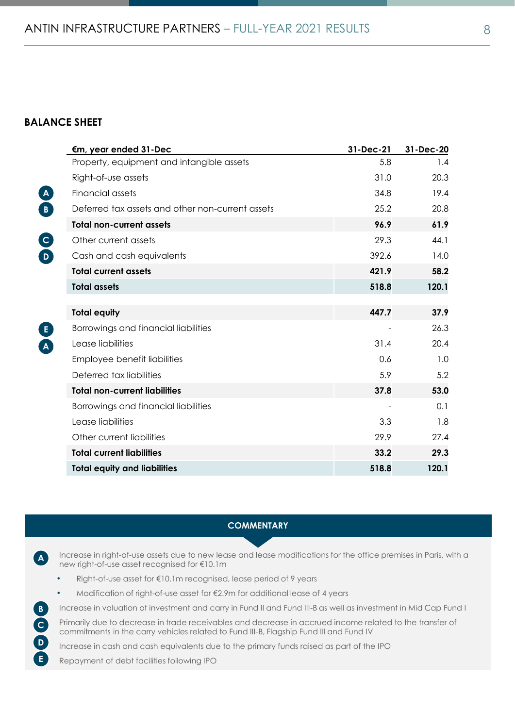## BALANCE SHEET

| | €m, year ended 31-Dec | 31-Dec-21 | 31-Dec-20 |
|---|---|---|---|
| | Property, equipment and intangible assets | 5.8 | 1.4 |
| | Right-of-use assets | 31.0 | 20.3 |
| A | Financial assets | 34.8 | 19.4 |
| B | Deferred tax assets and other non-current assets | 25.2 | 20.8 |
| | **Total non-current assets** | **96.9** | **61.9** |
| C | Other current assets | 29.3 | 44.1 |
| D | Cash and cash equivalents | 392.6 | 14.0 |
| | **Total current assets** | **421.9** | **58.2** |
| | **Total assets** | **518.8** | **120.1** |
| | | | |
| | **Total equity** | **447.7** | **37.9** |
| E | Borrowings and financial liabilities | - | 26.3 |
| A | Lease liabilities | 31.4 | 20.4 |
| | Employee benefit liabilities | 0.6 | 1.0 |
| | Deferred tax liabilities | 5.9 | 5.2 |
| | **Total non-current liabilities** | **37.8** | **53.0** |
| | Borrowings and financial liabilities | - | 0.1 |
| | Lease liabilities | 3.3 | 1.8 |
| | Other current liabilities | 29.9 | 27.4 |
| | **Total current liabilities** | **33.2** | **29.3** |
| | **Total equity and liabilities** | **518.8** | **120.1** |

### COMMENTARY

**A** Increase in right-of-use assets due to new lease and lease modifications for the office premises in Paris, with a new right-of-use asset recognised for €10.1m

- Right-of-use asset for €10.1m recognised, lease period of 9 years
- Modification of right-of-use asset for €2.9m for additional lease of 4 years

**B** Increase in valuation of investment and carry in Fund II and Fund III-B as well as investment in Mid Cap Fund I

**C** Primarily due to decrease in trade receivables and decrease in accrued income related to the transfer of commitments in the carry vehicles related to Fund III-B, Flagship Fund III and Fund IV

**D** Increase in cash and cash equivalents due to the primary funds raised as part of the IPO

**E** Repayment of debt facilities following IPO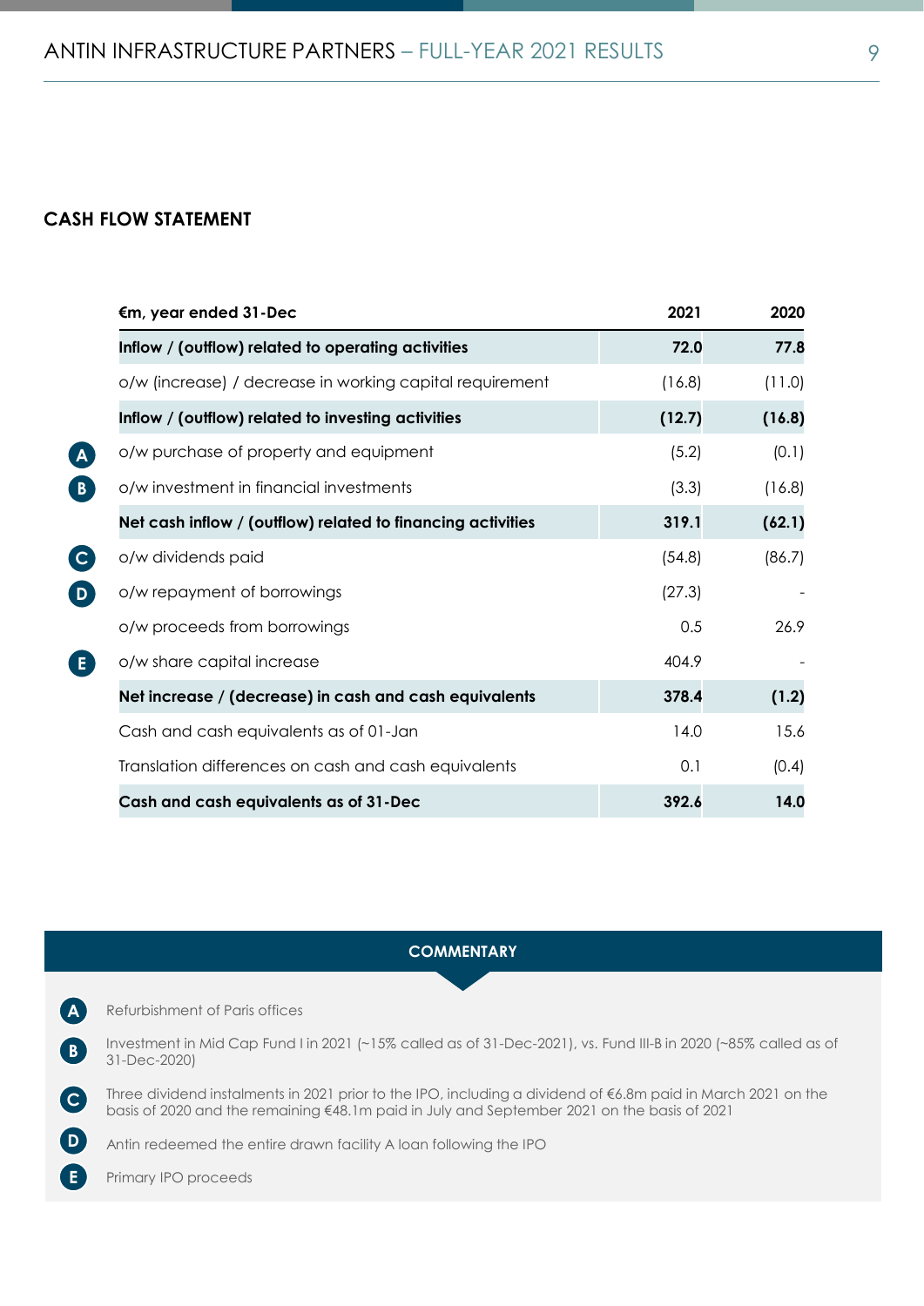## CASH FLOW STATEMENT

| | €m, year ended 31-Dec | 2021 | 2020 |
|---|---|---|---|
| | **Inflow / (outflow) related to operating activities** | **72.0** | **77.8** |
| | o/w (increase) / decrease in working capital requirement | (16.8) | (11.0) |
| | **Inflow / (outflow) related to investing activities** | **(12.7)** | **(16.8)** |
| A | o/w purchase of property and equipment | (5.2) | (0.1) |
| B | o/w investment in financial investments | (3.3) | (16.8) |
| | **Net cash inflow / (outflow) related to financing activities** | **319.1** | **(62.1)** |
| C | o/w dividends paid | (54.8) | (86.7) |
| D | o/w repayment of borrowings | (27.3) | - |
| | o/w proceeds from borrowings | 0.5 | 26.9 |
| E | o/w share capital increase | 404.9 | - |
| | **Net increase / (decrease) in cash and cash equivalents** | **378.4** | **(1.2)** |
| | Cash and cash equivalents as of 01-Jan | 14.0 | 15.6 |
| | Translation differences on cash and cash equivalents | 0.1 | (0.4) |
| | **Cash and cash equivalents as of 31-Dec** | **392.6** | **14.0** |

### COMMENTARY

- **A** Refurbishment of Paris offices
- **B** Investment in Mid Cap Fund I in 2021 (~15% called as of 31-Dec-2021), vs. Fund III-B in 2020 (~85% called as of 31-Dec-2020)
- **C** Three dividend instalments in 2021 prior to the IPO, including a dividend of €6.8m paid in March 2021 on the basis of 2020 and the remaining €48.1m paid in July and September 2021 on the basis of 2021
- **D** Antin redeemed the entire drawn facility A loan following the IPO
- **E** Primary IPO proceeds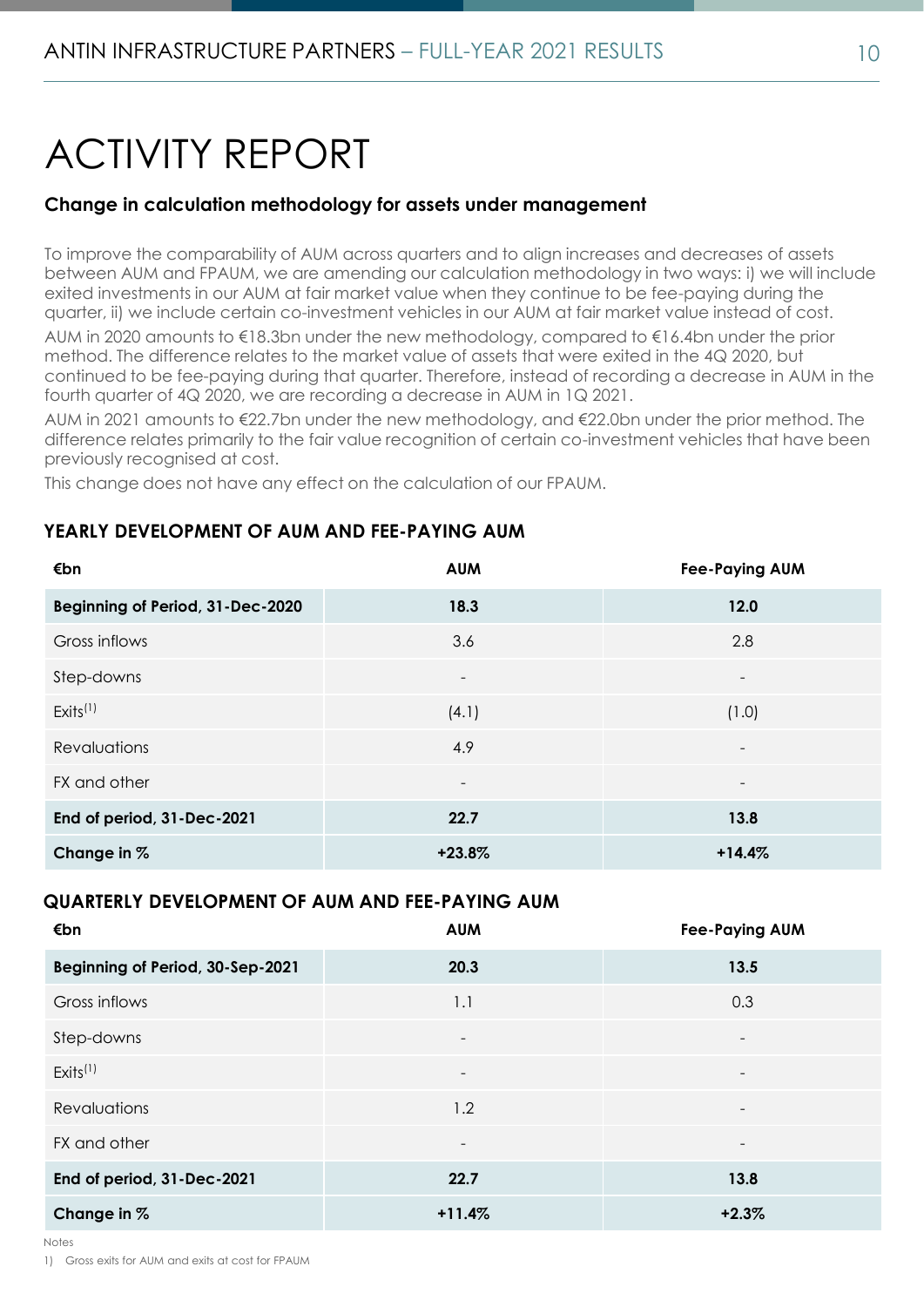# ACTIVITY REPORT

## Change in calculation methodology for assets under management

To improve the comparability of AUM across quarters and to align increases and decreases of assets between AUM and FPAUM, we are amending our calculation methodology in two ways: i) we will include exited investments in our AUM at fair market value when they continue to be fee-paying during the quarter, ii) we include certain co-investment vehicles in our AUM at fair market value instead of cost.

AUM in 2020 amounts to €18.3bn under the new methodology, compared to €16.4bn under the prior method. The difference relates to the market value of assets that were exited in the 4Q 2020, but continued to be fee-paying during that quarter. Therefore, instead of recording a decrease in AUM in the fourth quarter of 4Q 2020, we are recording a decrease in AUM in 1Q 2021.

AUM in 2021 amounts to €22.7bn under the new methodology, and €22.0bn under the prior method. The difference relates primarily to the fair value recognition of certain co-investment vehicles that have been previously recognised at cost.

This change does not have any effect on the calculation of our FPAUM.

### YEARLY DEVELOPMENT OF AUM AND FEE-PAYING AUM

| €bn | AUM | Fee-Paying AUM |
|---|---|---|
| **Beginning of Period, 31-Dec-2020** | **18.3** | **12.0** |
| Gross inflows | 3.6 | 2.8 |
| Step-downs | - | - |
| Exits[1] | (4.1) | (1.0) |
| Revaluations | 4.9 | - |
| FX and other | - | - |
| **End of period, 31-Dec-2021** | **22.7** | **13.8** |
| **Change in %** | **+23.8%** | **+14.4%** |

### QUARTERLY DEVELOPMENT OF AUM AND FEE-PAYING AUM

| €bn | AUM | Fee-Paying AUM |
|---|---|---|
| **Beginning of Period, 30-Sep-2021** | **20.3** | **13.5** |
| Gross inflows | 1.1 | 0.3 |
| Step-downs | - | - |
| Exits[1] | - | - |
| Revaluations | 1.2 | - |
| FX and other | - | - |
| **End of period, 31-Dec-2021** | **22.7** | **13.8** |
| **Change in %** | **+11.4%** | **+2.3%** |

Notes

1) Gross exits for AUM and exits at cost for FPAUM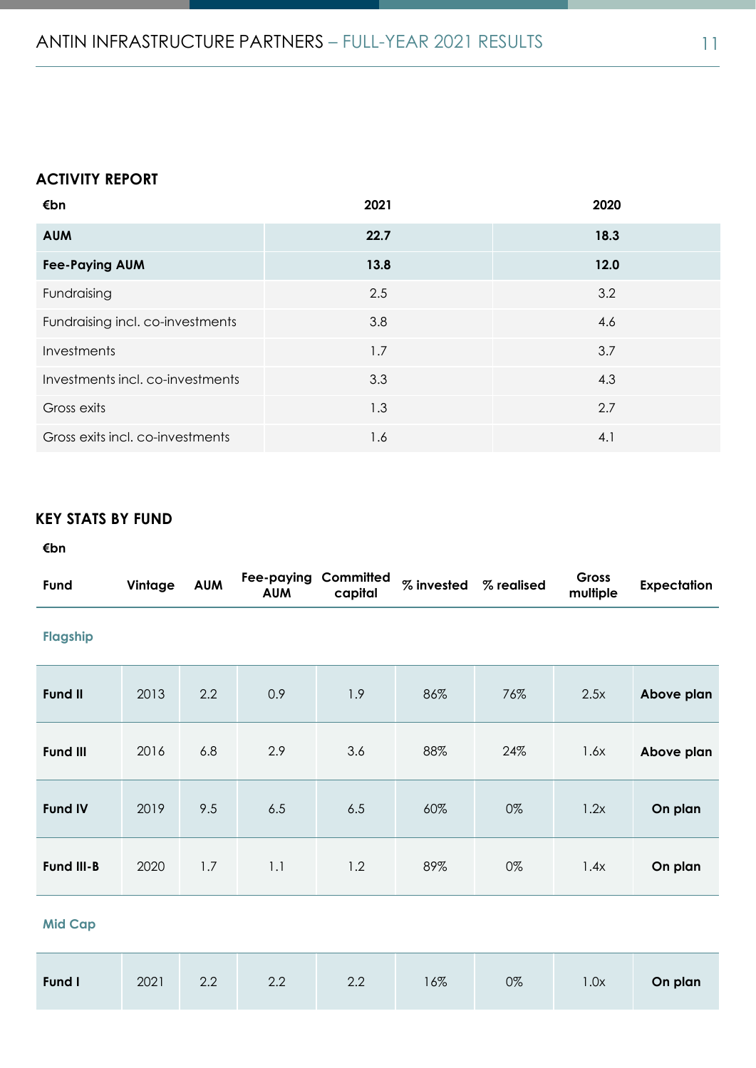## ACTIVITY REPORT

| €bn | 2021 | 2020 |
|---|---|---|
| **AUM** | **22.7** | **18.3** |
| **Fee-Paying AUM** | **13.8** | **12.0** |
| Fundraising | 2.5 | 3.2 |
| Fundraising incl. co-investments | 3.8 | 4.6 |
| Investments | 1.7 | 3.7 |
| Investments incl. co-investments | 3.3 | 4.3 |
| Gross exits | 1.3 | 2.7 |
| Gross exits incl. co-investments | 1.6 | 4.1 |

## KEY STATS BY FUND

€bn

| Fund | Vintage | AUM | Fee-paying AUM | Committed capital | % invested | % realised | Gross multiple | Expectation |
|---|---|---|---|---|---|---|---|---|
| **Flagship** | | | | | | | | |
| **Fund II** | 2013 | 2.2 | 0.9 | 1.9 | 86% | 76% | 2.5x | **Above plan** |
| **Fund III** | 2016 | 6.8 | 2.9 | 3.6 | 88% | 24% | 1.6x | **Above plan** |
| **Fund IV** | 2019 | 9.5 | 6.5 | 6.5 | 60% | 0% | 1.2x | **On plan** |
| **Fund III-B** | 2020 | 1.7 | 1.1 | 1.2 | 89% | 0% | 1.4x | **On plan** |
| **Mid Cap** | | | | | | | | |
| **Fund I** | 2021 | 2.2 | 2.2 | 2.2 | 16% | 0% | 1.0x | **On plan** |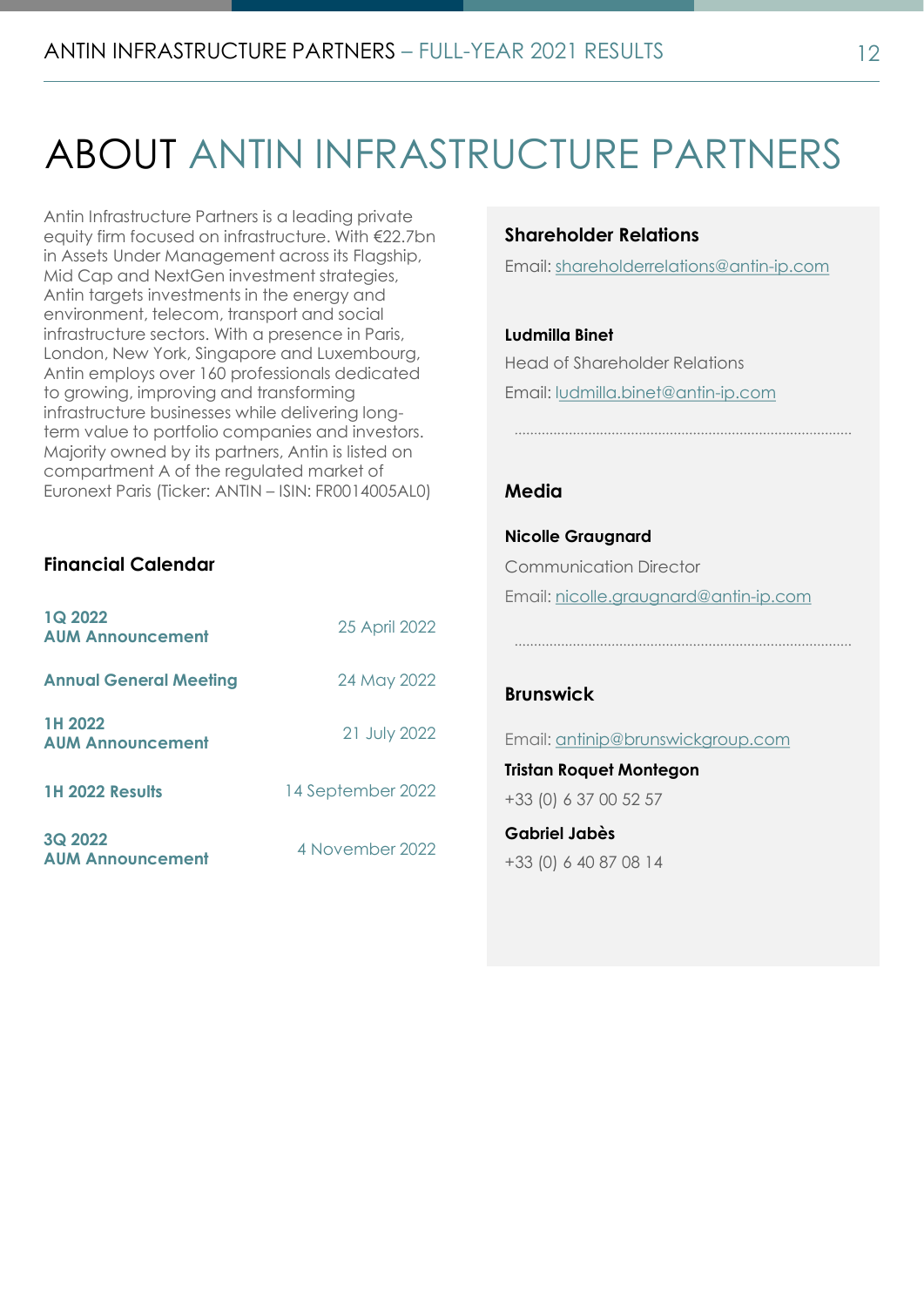# ABOUT ANTIN INFRASTRUCTURE PARTNERS

Antin Infrastructure Partners is a leading private equity firm focused on infrastructure. With €22.7bn in Assets Under Management across its Flagship, Mid Cap and NextGen investment strategies, Antin targets investments in the energy and environment, telecom, transport and social infrastructure sectors. With a presence in Paris, London, New York, Singapore and Luxembourg, Antin employs over 160 professionals dedicated to growing, improving and transforming infrastructure businesses while delivering long-term value to portfolio companies and investors. Majority owned by its partners, Antin is listed on compartment A of the regulated market of Euronext Paris (Ticker: ANTIN – ISIN: FR0014005AL0)

## Financial Calendar

| | |
|---|---|
| **1Q 2022 AUM Announcement** | 25 April 2022 |
| **Annual General Meeting** | 24 May 2022 |
| **1H 2022 AUM Announcement** | 21 July 2022 |
| **1H 2022 Results** | 14 September 2022 |
| **3Q 2022 AUM Announcement** | 4 November 2022 |

## Shareholder Relations

Email: shareholderrelations@antin-ip.com

**Ludmilla Binet**

Head of Shareholder Relations

Email: ludmilla.binet@antin-ip.com

## Media

**Nicolle Graugnard**

Communication Director

Email: nicolle.graugnard@antin-ip.com

## Brunswick

Email: antinip@brunswickgroup.com

**Tristan Roquet Montegon**

+33 (0) 6 37 00 52 57

**Gabriel Jabès**

+33 (0) 6 40 87 08 14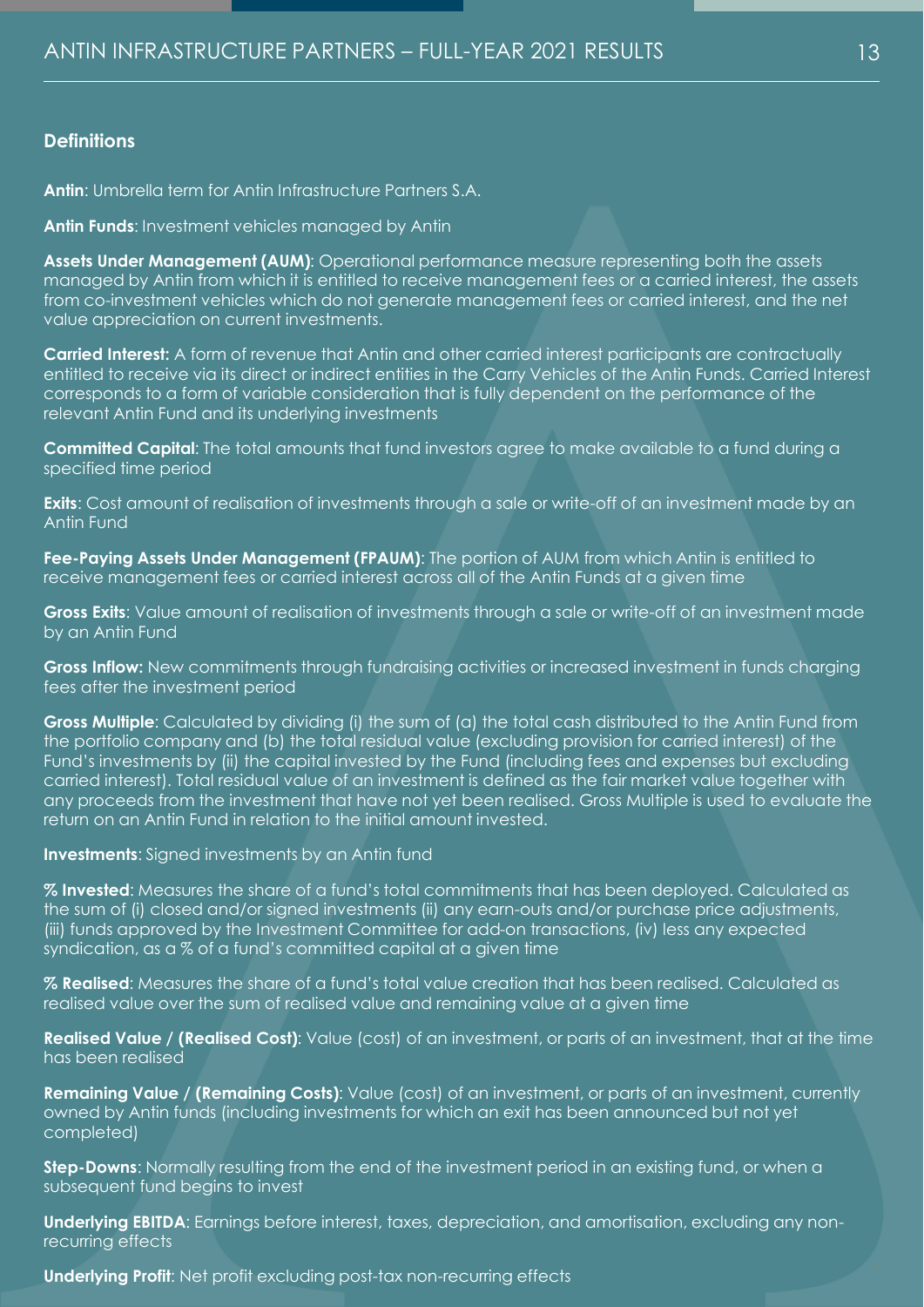## Definitions

**Antin**: Umbrella term for Antin Infrastructure Partners S.A.

**Antin Funds**: Investment vehicles managed by Antin

**Assets Under Management (AUM)**: Operational performance measure representing both the assets managed by Antin from which it is entitled to receive management fees or a carried interest, the assets from co-investment vehicles which do not generate management fees or carried interest, and the net value appreciation on current investments.

**Carried Interest:** A form of revenue that Antin and other carried interest participants are contractually entitled to receive via its direct or indirect entities in the Carry Vehicles of the Antin Funds. Carried Interest corresponds to a form of variable consideration that is fully dependent on the performance of the relevant Antin Fund and its underlying investments

**Committed Capital**: The total amounts that fund investors agree to make available to a fund during a specified time period

**Exits**: Cost amount of realisation of investments through a sale or write-off of an investment made by an Antin Fund

**Fee-Paying Assets Under Management (FPAUM)**: The portion of AUM from which Antin is entitled to receive management fees or carried interest across all of the Antin Funds at a given time

**Gross Exits**: Value amount of realisation of investments through a sale or write-off of an investment made by an Antin Fund

**Gross Inflow:** New commitments through fundraising activities or increased investment in funds charging fees after the investment period

**Gross Multiple**: Calculated by dividing (i) the sum of (a) the total cash distributed to the Antin Fund from the portfolio company and (b) the total residual value (excluding provision for carried interest) of the Fund's investments by (ii) the capital invested by the Fund (including fees and expenses but excluding carried interest). Total residual value of an investment is defined as the fair market value together with any proceeds from the investment that have not yet been realised. Gross Multiple is used to evaluate the return on an Antin Fund in relation to the initial amount invested.

**Investments**: Signed investments by an Antin fund

**% Invested**: Measures the share of a fund's total commitments that has been deployed. Calculated as the sum of (i) closed and/or signed investments (ii) any earn-outs and/or purchase price adjustments, (iii) funds approved by the Investment Committee for add-on transactions, (iv) less any expected syndication, as a % of a fund's committed capital at a given time

**% Realised**: Measures the share of a fund's total value creation that has been realised. Calculated as realised value over the sum of realised value and remaining value at a given time

**Realised Value / (Realised Cost)**: Value (cost) of an investment, or parts of an investment, that at the time has been realised

**Remaining Value / (Remaining Costs)**: Value (cost) of an investment, or parts of an investment, currently owned by Antin funds (including investments for which an exit has been announced but not yet completed)

**Step-Downs**: Normally resulting from the end of the investment period in an existing fund, or when a subsequent fund begins to invest

**Underlying EBITDA**: Earnings before interest, taxes, depreciation, and amortisation, excluding any non-recurring effects

**Underlying Profit**: Net profit excluding post-tax non-recurring effects